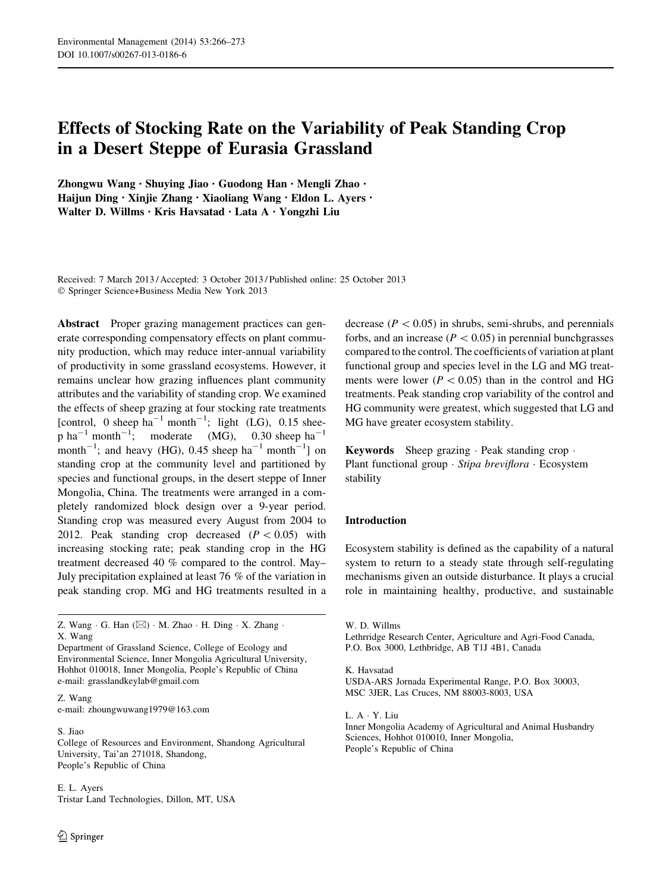# Effects of Stocking Rate on the Variability of Peak Standing Crop in a Desert Steppe of Eurasia Grassland

Zhongwu Wang · Shuying Jiao · Guodong Han · Mengli Zhao · Haijun Ding · Xinjie Zhang · Xiaoliang Wang · Eldon L. Ayers · Walter D. Willms · Kris Havsatad · Lata A · Yongzhi Liu

Received: 7 March 2013 / Accepted: 3 October 2013 / Published online: 25 October 2013
© Springer Science+Business Media New York 2013

**Abstract** Proper grazing management practices can generate corresponding compensatory effects on plant community production, which may reduce inter-annual variability of productivity in some grassland ecosystems. However, it remains unclear how grazing influences plant community attributes and the variability of standing crop. We examined the effects of sheep grazing at four stocking rate treatments [control, 0 sheep $ha^{-1}$ $month^{-1}$; light (LG), 0.15 sheep $ha^{-1}$ $month^{-1}$; moderate (MG), 0.30 sheep $ha^{-1}$ $month^{-1}$; and heavy (HG), 0.45 sheep $ha^{-1}$ $month^{-1}$] on standing crop at the community level and partitioned by species and functional groups, in the desert steppe of Inner Mongolia, China. The treatments were arranged in a completely randomized block design over a 9-year period. Standing crop was measured every August from 2004 to 2012. Peak standing crop decreased ($P < 0.05$) with increasing stocking rate; peak standing crop in the HG treatment decreased 40 % compared to the control. May–July precipitation explained at least 76 % of the variation in peak standing crop. MG and HG treatments resulted in a decrease ($P < 0.05$) in shrubs, semi-shrubs, and perennials forbs, and an increase ($P < 0.05$) in perennial bunchgrasses compared to the control. The coefficients of variation at plant functional group and species level in the LG and MG treatments were lower ($P < 0.05$) than in the control and HG treatments. Peak standing crop variability of the control and HG community were greatest, which suggested that LG and MG have greater ecosystem stability.

**Keywords** Sheep grazing · Peak standing crop · Plant functional group · *Stipa breviflora* · Ecosystem stability

## Introduction

Ecosystem stability is defined as the capability of a natural system to return to a steady state through self-regulating mechanisms given an outside disturbance. It plays a crucial role in maintaining healthy, productive, and sustainable

---

Z. Wang · G. Han (✉) · M. Zhao · H. Ding · X. Zhang · X. Wang
Department of Grassland Science, College of Ecology and Environmental Science, Inner Mongolia Agricultural University, Hohhot 010018, Inner Mongolia, People's Republic of China
e-mail: grasslandkeylab@gmail.com

Z. Wang
e-mail: zhoungwuwang1979@163.com

S. Jiao
College of Resources and Environment, Shandong Agricultural University, Tai'an 271018, Shandong, People's Republic of China

E. L. Ayers
Tristar Land Technologies, Dillon, MT, USA

W. D. Willms
Lethrridge Research Center, Agriculture and Agri-Food Canada, P.O. Box 3000, Lethbridge, AB T1J 4B1, Canada

K. Havsatad
USDA-ARS Jornada Experimental Range, P.O. Box 30003, MSC 3JER, Las Cruces, NM 88003-8003, USA

L. A · Y. Liu
Inner Mongolia Academy of Agricultural and Animal Husbandry Sciences, Hohhot 010010, Inner Mongolia, People's Republic of China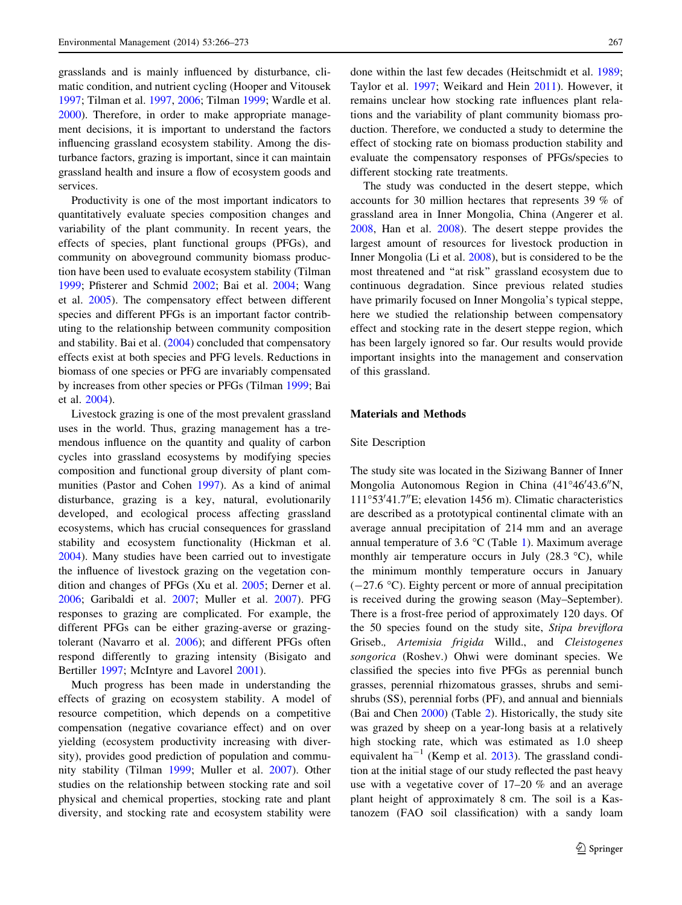grasslands and is mainly influenced by disturbance, climatic condition, and nutrient cycling (Hooper and Vitousek 1997; Tilman et al. 1997, 2006; Tilman 1999; Wardle et al. 2000). Therefore, in order to make appropriate management decisions, it is important to understand the factors influencing grassland ecosystem stability. Among the disturbance factors, grazing is important, since it can maintain grassland health and insure a flow of ecosystem goods and services.

Productivity is one of the most important indicators to quantitatively evaluate species composition changes and variability of the plant community. In recent years, the effects of species, plant functional groups (PFGs), and community on aboveground community biomass production have been used to evaluate ecosystem stability (Tilman 1999; Pfisterer and Schmid 2002; Bai et al. 2004; Wang et al. 2005). The compensatory effect between different species and different PFGs is an important factor contributing to the relationship between community composition and stability. Bai et al. (2004) concluded that compensatory effects exist at both species and PFG levels. Reductions in biomass of one species or PFG are invariably compensated by increases from other species or PFGs (Tilman 1999; Bai et al. 2004).

Livestock grazing is one of the most prevalent grassland uses in the world. Thus, grazing management has a tremendous influence on the quantity and quality of carbon cycles into grassland ecosystems by modifying species composition and functional group diversity of plant communities (Pastor and Cohen 1997). As a kind of animal disturbance, grazing is a key, natural, evolutionarily developed, and ecological process affecting grassland ecosystems, which has crucial consequences for grassland stability and ecosystem functionality (Hickman et al. 2004). Many studies have been carried out to investigate the influence of livestock grazing on the vegetation condition and changes of PFGs (Xu et al. 2005; Derner et al. 2006; Garibaldi et al. 2007; Muller et al. 2007). PFG responses to grazing are complicated. For example, the different PFGs can be either grazing-averse or grazing-tolerant (Navarro et al. 2006); and different PFGs often respond differently to grazing intensity (Bisigato and Bertiller 1997; McIntyre and Lavorel 2001).

Much progress has been made in understanding the effects of grazing on ecosystem stability. A model of resource competition, which depends on a competitive compensation (negative covariance effect) and on over yielding (ecosystem productivity increasing with diversity), provides good prediction of population and community stability (Tilman 1999; Muller et al. 2007). Other studies on the relationship between stocking rate and soil physical and chemical properties, stocking rate and plant diversity, and stocking rate and ecosystem stability were done within the last few decades (Heitschmidt et al. 1989; Taylor et al. 1997; Weikard and Hein 2011). However, it remains unclear how stocking rate influences plant relations and the variability of plant community biomass production. Therefore, we conducted a study to determine the effect of stocking rate on biomass production stability and evaluate the compensatory responses of PFGs/species to different stocking rate treatments.

The study was conducted in the desert steppe, which accounts for 30 million hectares that represents 39 % of grassland area in Inner Mongolia, China (Angerer et al. 2008, Han et al. 2008). The desert steppe provides the largest amount of resources for livestock production in Inner Mongolia (Li et al. 2008), but is considered to be the most threatened and "at risk" grassland ecosystem due to continuous degradation. Since previous related studies have primarily focused on Inner Mongolia's typical steppe, here we studied the relationship between compensatory effect and stocking rate in the desert steppe region, which has been largely ignored so far. Our results would provide important insights into the management and conservation of this grassland.

## Materials and Methods

### Site Description

The study site was located in the Siziwang Banner of Inner Mongolia Autonomous Region in China (41°46′43.6″N, 111°53′41.7″E; elevation 1456 m). Climatic characteristics are described as a prototypical continental climate with an average annual precipitation of 214 mm and an average annual temperature of 3.6 °C (Table 1). Maximum average monthly air temperature occurs in July (28.3 °C), while the minimum monthly temperature occurs in January (−27.6 °C). Eighty percent or more of annual precipitation is received during the growing season (May–September). There is a frost-free period of approximately 120 days. Of the 50 species found on the study site, *Stipa breviflora* Griseb., *Artemisia frigida* Willd., and *Cleistogenes songorica* (Roshev.) Ohwi were dominant species. We classified the species into five PFGs as perennial bunch grasses, perennial rhizomatous grasses, shrubs and semi-shrubs (SS), perennial forbs (PF), and annual and biennials (Bai and Chen 2000) (Table 2). Historically, the study site was grazed by sheep on a year-long basis at a relatively high stocking rate, which was estimated as 1.0 sheep equivalent ha$^{-1}$ (Kemp et al. 2013). The grassland condition at the initial stage of our study reflected the past heavy use with a vegetative cover of 17–20 % and an average plant height of approximately 8 cm. The soil is a Kastanozem (FAO soil classification) with a sandy loam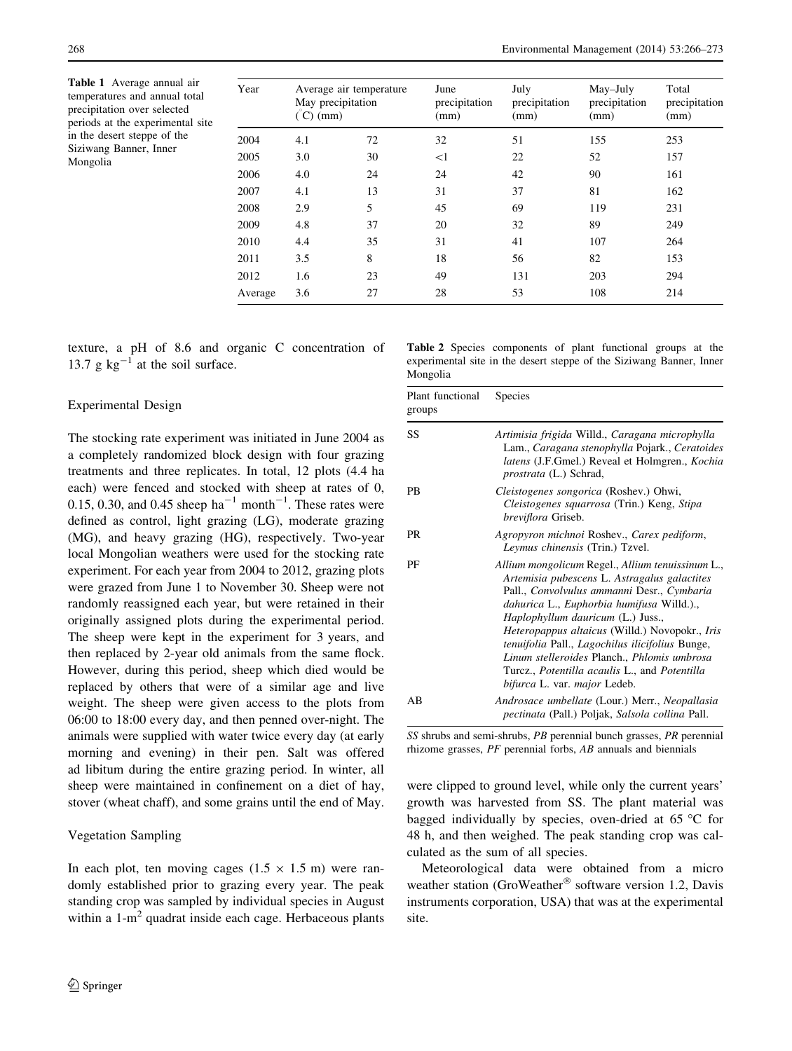**Table 1** Average annual air temperatures and annual total precipitation over selected periods at the experimental site in the desert steppe of the Siziwang Banner, Inner Mongolia

| Year | Average air temperature (°C) | May precipitation (mm) | June precipitation (mm) | July precipitation (mm) | May–July precipitation (mm) | Total precipitation (mm) |
|---|---|---|---|---|---|---|
| 2004 | 4.1 | 72 | 32 | 51 | 155 | 253 |
| 2005 | 3.0 | 30 | <1 | 22 | 52 | 157 |
| 2006 | 4.0 | 24 | 24 | 42 | 90 | 161 |
| 2007 | 4.1 | 13 | 31 | 37 | 81 | 162 |
| 2008 | 2.9 | 5 | 45 | 69 | 119 | 231 |
| 2009 | 4.8 | 37 | 20 | 32 | 89 | 249 |
| 2010 | 4.4 | 35 | 31 | 41 | 107 | 264 |
| 2011 | 3.5 | 8 | 18 | 56 | 82 | 153 |
| 2012 | 1.6 | 23 | 49 | 131 | 203 | 294 |
| Average | 3.6 | 27 | 28 | 53 | 108 | 214 |

texture, a pH of 8.6 and organic C concentration of 13.7 g $kg^{-1}$ at the soil surface.

### Experimental Design

The stocking rate experiment was initiated in June 2004 as a completely randomized block design with four grazing treatments and three replicates. In total, 12 plots (4.4 ha each) were fenced and stocked with sheep at rates of 0, 0.15, 0.30, and 0.45 sheep $ha^{-1}$ $month^{-1}$. These rates were defined as control, light grazing (LG), moderate grazing (MG), and heavy grazing (HG), respectively. Two-year local Mongolian weathers were used for the stocking rate experiment. For each year from 2004 to 2012, grazing plots were grazed from June 1 to November 30. Sheep were not randomly reassigned each year, but were retained in their originally assigned plots during the experimental period. The sheep were kept in the experiment for 3 years, and then replaced by 2-year old animals from the same flock. However, during this period, sheep which died would be replaced by others that were of a similar age and live weight. The sheep were given access to the plots from 06:00 to 18:00 every day, and then penned over-night. The animals were supplied with water twice every day (at early morning and evening) in their pen. Salt was offered ad libitum during the entire grazing period. In winter, all sheep were maintained in confinement on a diet of hay, stover (wheat chaff), and some grains until the end of May.

### Vegetation Sampling

In each plot, ten moving cages (1.5 × 1.5 m) were randomly established prior to grazing every year. The peak standing crop was sampled by individual species in August within a 1-$m^2$ quadrat inside each cage. Herbaceous plants were clipped to ground level, while only the current years' growth was harvested from SS. The plant material was bagged individually by species, oven-dried at 65 °C for 48 h, and then weighed. The peak standing crop was calculated as the sum of all species.

Meteorological data were obtained from a micro weather station (GroWeather® software version 1.2, Davis instruments corporation, USA) that was at the experimental site.

**Table 2** Species components of plant functional groups at the experimental site in the desert steppe of the Siziwang Banner, Inner Mongolia

| Plant functional groups | Species |
|---|---|
| SS | *Artimisia frigida* Willd., *Caragana microphylla* Lam., *Caragana stenophylla* Pojark., *Ceratoides latens* (J.F.Gmel.) Reveal et Holmgren., *Kochia prostrata* (L.) Schrad, |
| PB | *Cleistogenes songorica* (Roshev.) Ohwi, *Cleistogenes squarrosa* (Trin.) Keng, *Stipa breviflora* Griseb. |
| PR | *Agropyron michnoi* Roshev., *Carex pediform*, *Leymus chinensis* (Trin.) Tzvel. |
| PF | *Allium mongolicum* Regel., *Allium tenuissinum* L., *Artemisia pubescens* L. *Astragalus galactites* Pall., *Convolvulus ammanni* Desr., *Cymbaria dahurica* L., *Euphorbia humifusa* Willd.)., *Haplophyllum dauricum* (L.) Juss., *Heteropappus altaicus* (Willd.) Novopokr., *Iris tenuifolia* Pall., *Lagochilus ilicifolius* Bunge, *Linum stelleroides* Planch., *Phlomis umbrosa* Turcz., *Potentilla acaulis* L., and *Potentilla bifurca* L. var. *major* Ledeb. |
| AB | *Androsace umbellate* (Lour.) Merr., *Neopallasia pectinata* (Pall.) Poljak, *Salsola collina* Pall. |

*SS* shrubs and semi-shrubs, *PB* perennial bunch grasses, *PR* perennial rhizome grasses, *PF* perennial forbs, *AB* annuals and biennials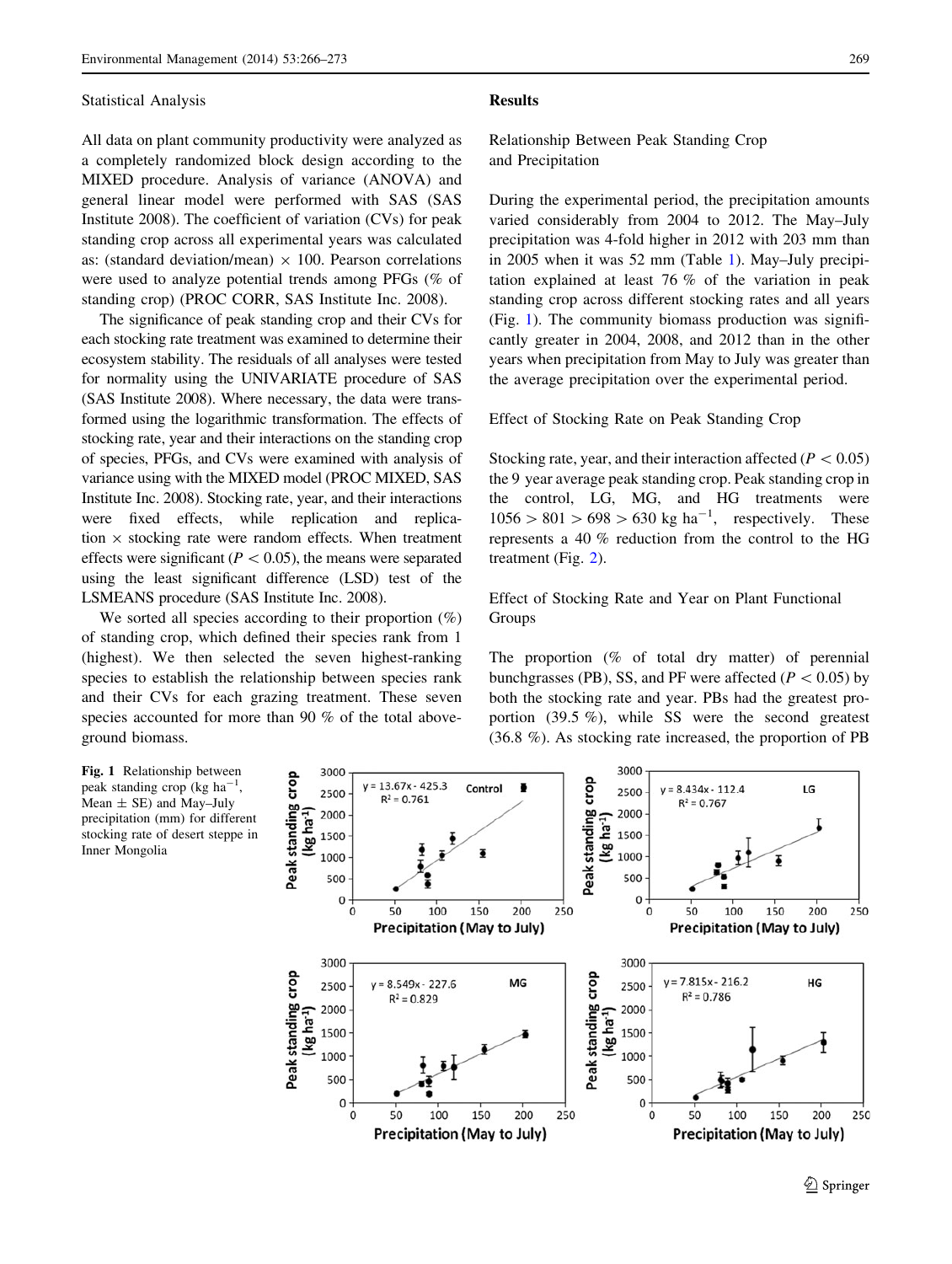### Statistical Analysis

All data on plant community productivity were analyzed as a completely randomized block design according to the MIXED procedure. Analysis of variance (ANOVA) and general linear model were performed with SAS (SAS Institute 2008). The coefficient of variation (CVs) for peak standing crop across all experimental years was calculated as: (standard deviation/mean) × 100. Pearson correlations were used to analyze potential trends among PFGs (% of standing crop) (PROC CORR, SAS Institute Inc. 2008).

The significance of peak standing crop and their CVs for each stocking rate treatment was examined to determine their ecosystem stability. The residuals of all analyses were tested for normality using the UNIVARIATE procedure of SAS (SAS Institute 2008). Where necessary, the data were transformed using the logarithmic transformation. The effects of stocking rate, year and their interactions on the standing crop of species, PFGs, and CVs were examined with analysis of variance using with the MIXED model (PROC MIXED, SAS Institute Inc. 2008). Stocking rate, year, and their interactions were fixed effects, while replication and replication × stocking rate were random effects. When treatment effects were significant ($P < 0.05$), the means were separated using the least significant difference (LSD) test of the LSMEANS procedure (SAS Institute Inc. 2008).

We sorted all species according to their proportion (%) of standing crop, which defined their species rank from 1 (highest). We then selected the seven highest-ranking species to establish the relationship between species rank and their CVs for each grazing treatment. These seven species accounted for more than 90 % of the total aboveground biomass.

## Results

### Relationship Between Peak Standing Crop and Precipitation

During the experimental period, the precipitation amounts varied considerably from 2004 to 2012. The May–July precipitation was 4-fold higher in 2012 with 203 mm than in 2005 when it was 52 mm (Table 1). May–July precipitation explained at least 76 % of the variation in peak standing crop across different stocking rates and all years (Fig. 1). The community biomass production was significantly greater in 2004, 2008, and 2012 than in the other years when precipitation from May to July was greater than the average precipitation over the experimental period.

### Effect of Stocking Rate on Peak Standing Crop

Stocking rate, year, and their interaction affected ($P < 0.05$) the 9 year average peak standing crop. Peak standing crop in the control, LG, MG, and HG treatments were $1056 > 801 > 698 > 630$ kg ha$^{-1}$, respectively. These represents a 40 % reduction from the control to the HG treatment (Fig. 2).

### Effect of Stocking Rate and Year on Plant Functional Groups

The proportion (% of total dry matter) of perennial bunchgrasses (PB), SS, and PF were affected ($P < 0.05$) by both the stocking rate and year. PBs had the greatest proportion (39.5 %), while SS were the second greatest (36.8 %). As stocking rate increased, the proportion of PB

**Fig. 1** Relationship between peak standing crop (kg ha$^{-1}$, Mean ± SE) and May–July precipitation (mm) for different stocking rate of desert steppe in Inner Mongolia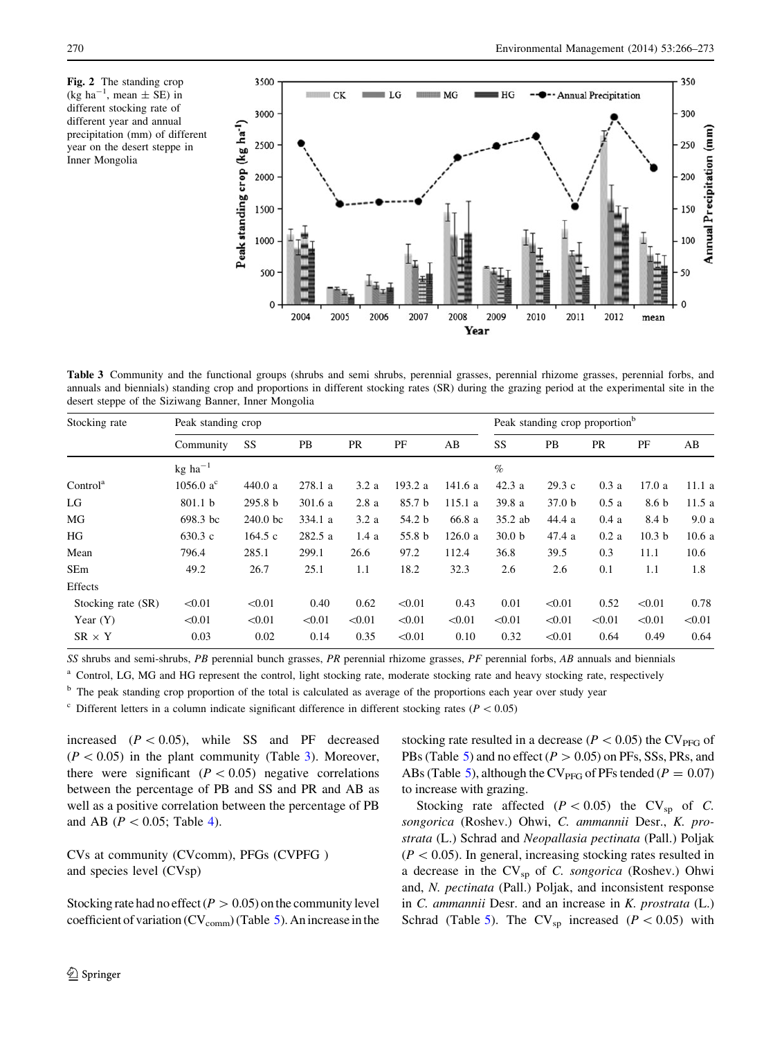**Fig. 2** The standing crop (kg ha$^{-1}$, mean ± SE) in different stocking rate of different year and annual precipitation (mm) of different year on the desert steppe in Inner Mongolia

**Table 3** Community and the functional groups (shrubs and semi shrubs, perennial grasses, perennial rhizome grasses, perennial forbs, and annuals and biennials) standing crop and proportions in different stocking rates (SR) during the grazing period at the experimental site in the desert steppe of the Siziwang Banner, Inner Mongolia

| Stocking rate | Peak standing crop | | | | | | Peak standing crop proportion[b] | | | | |
|---|---|---|---|---|---|---|---|---|---|---|---|
| | Community | SS | PB | PR | PF | AB | SS | PB | PR | PF | AB |
| | kg ha$^{-1}$ | | | | | | % | | | | |
| Control[a] | 1056.0 a[c] | 440.0 a | 278.1 a | 3.2 a | 193.2 a | 141.6 a | 42.3 a | 29.3 c | 0.3 a | 17.0 a | 11.1 a |
| LG | 801.1 b | 295.8 b | 301.6 a | 2.8 a | 85.7 b | 115.1 a | 39.8 a | 37.0 b | 0.5 a | 8.6 b | 11.5 a |
| MG | 698.3 bc | 240.0 bc | 334.1 a | 3.2 a | 54.2 b | 66.8 a | 35.2 ab | 44.4 a | 0.4 a | 8.4 b | 9.0 a |
| HG | 630.3 c | 164.5 c | 282.5 a | 1.4 a | 55.8 b | 126.0 a | 30.0 b | 47.4 a | 0.2 a | 10.3 b | 10.6 a |
| Mean | 796.4 | 285.1 | 299.1 | 26.6 | 97.2 | 112.4 | 36.8 | 39.5 | 0.3 | 11.1 | 10.6 |
| SEm | 49.2 | 26.7 | 25.1 | 1.1 | 18.2 | 32.3 | 2.6 | 2.6 | 0.1 | 1.1 | 1.8 |
| Effects | | | | | | | | | | | |
| Stocking rate (SR) | <0.01 | <0.01 | 0.40 | 0.62 | <0.01 | 0.43 | 0.01 | <0.01 | 0.52 | <0.01 | 0.78 |
| Year (Y) | <0.01 | <0.01 | <0.01 | <0.01 | <0.01 | <0.01 | <0.01 | <0.01 | <0.01 | <0.01 | <0.01 |
| SR × Y | 0.03 | 0.02 | 0.14 | 0.35 | <0.01 | 0.10 | 0.32 | <0.01 | 0.64 | 0.49 | 0.64 |

*SS* shrubs and semi-shrubs, *PB* perennial bunch grasses, *PR* perennial rhizome grasses, *PF* perennial forbs, *AB* annuals and biennials

[a] Control, LG, MG and HG represent the control, light stocking rate, moderate stocking rate and heavy stocking rate, respectively

[b] The peak standing crop proportion of the total is calculated as average of the proportions each year over study year

[c] Different letters in a column indicate significant difference in different stocking rates ($P < 0.05$)

increased ($P < 0.05$), while SS and PF decreased ($P < 0.05$) in the plant community (Table 3). Moreover, there were significant ($P < 0.05$) negative correlations between the percentage of PB and SS and PR and AB as well as a positive correlation between the percentage of PB and AB ($P < 0.05$; Table 4).

### CVs at community (CVcomm), PFGs (CVPFG ) and species level (CVsp)

Stocking rate had no effect ($P > 0.05$) on the community level coefficient of variation ($CV_{comm}$) (Table 5). An increase in the stocking rate resulted in a decrease ($P < 0.05$) the $CV_{PFG}$ of PBs (Table 5) and no effect ($P > 0.05$) on PFs, SSs, PRs, and ABs (Table 5), although the $CV_{PFG}$ of PFs tended ($P = 0.07$) to increase with grazing.

Stocking rate affected ($P < 0.05$) the $CV_{sp}$ of *C. songorica* (Roshev.) Ohwi, *C. ammannii* Desr., *K. prostrata* (L.) Schrad and *Neopallasia pectinata* (Pall.) Poljak ($P < 0.05$). In general, increasing stocking rates resulted in a decrease in the $CV_{sp}$ of *C. songorica* (Roshev.) Ohwi and, *N. pectinata* (Pall.) Poljak, and inconsistent response in *C. ammannii* Desr. and an increase in *K. prostrata* (L.) Schrad (Table 5). The $CV_{sp}$ increased ($P < 0.05$) with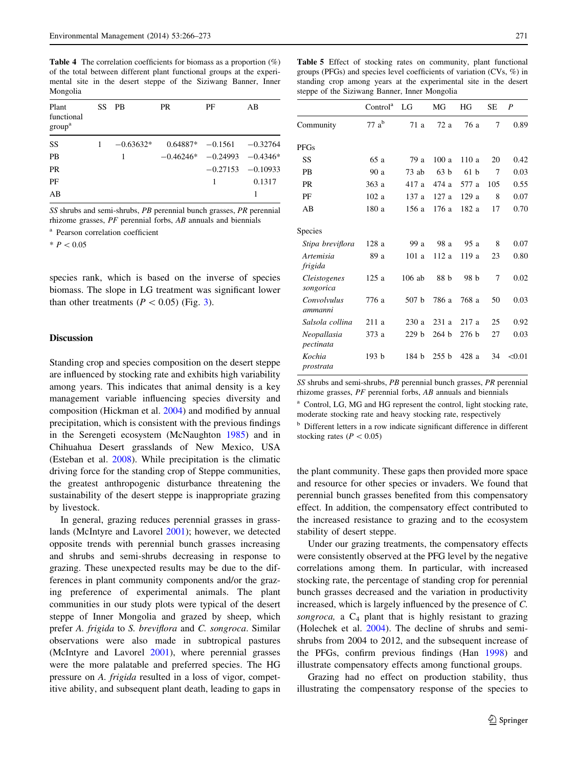**Table 4** The correlation coefficients for biomass as a proportion (%) of the total between different plant functional groups at the experimental site in the desert steppe of the Siziwang Banner, Inner Mongolia

| Plant functional group[a] | SS | PB | PR | PF | AB |
|---|---|---|---|---|---|
| SS | 1 | −0.63632* | 0.64887* | −0.1561 | −0.32764 |
| PB | | 1 | −0.46246* | −0.24993 | −0.4346* |
| PR | | | | −0.27153 | −0.10933 |
| PF | | | | 1 | 0.1317 |
| AB | | | | | 1 |

*SS* shrubs and semi-shrubs, *PB* perennial bunch grasses, *PR* perennial rhizome grasses, *PF* perennial forbs, *AB* annuals and biennials

[a] Pearson correlation coefficient

\* $P < 0.05$

species rank, which is based on the inverse of species biomass. The slope in LG treatment was significant lower than other treatments ($P < 0.05$) (Fig. 3).

## Discussion

Standing crop and species composition on the desert steppe are influenced by stocking rate and exhibits high variability among years. This indicates that animal density is a key management variable influencing species diversity and composition (Hickman et al. 2004) and modified by annual precipitation, which is consistent with the previous findings in the Serengeti ecosystem (McNaughton 1985) and in Chihuahua Desert grasslands of New Mexico, USA (Esteban et al. 2008). While precipitation is the climatic driving force for the standing crop of Steppe communities, the greatest anthropogenic disturbance threatening the sustainability of the desert steppe is inappropriate grazing by livestock.

In general, grazing reduces perennial grasses in grasslands (McIntyre and Lavorel 2001); however, we detected opposite trends with perennial bunch grasses increasing and shrubs and semi-shrubs decreasing in response to grazing. These unexpected results may be due to the differences in plant community components and/or the grazing preference of experimental animals. The plant communities in our study plots were typical of the desert steppe of Inner Mongolia and grazed by sheep, which prefer *A. frigida* to *S. breviflora* and *C. songroca*. Similar observations were also made in subtropical pastures (McIntyre and Lavorel 2001), where perennial grasses were the more palatable and preferred species. The HG pressure on *A. frigida* resulted in a loss of vigor, competitive ability, and subsequent plant death, leading to gaps in the plant community. These gaps then provided more space and resource for other species or invaders. We found that perennial bunch grasses benefited from this compensatory effect. In addition, the compensatory effect contributed to the increased resistance to grazing and to the ecosystem stability of desert steppe.

**Table 5** Effect of stocking rates on community, plant functional groups (PFGs) and species level coefficients of variation (CVs, %) in standing crop among years at the experimental site in the desert steppe of the Siziwang Banner, Inner Mongolia

| | Control[a] | LG | MG | HG | SE | P |
|---|---|---|---|---|---|---|
| Community | 77 a[b] | 71 a | 72 a | 76 a | 7 | 0.89 |
| PFGs | | | | | | |
| SS | 65 a | 79 a | 100 a | 110 a | 20 | 0.42 |
| PB | 90 a | 73 ab | 63 b | 61 b | 7 | 0.03 |
| PR | 363 a | 417 a | 474 a | 577 a | 105 | 0.55 |
| PF | 102 a | 137 a | 127 a | 129 a | 8 | 0.07 |
| AB | 180 a | 156 a | 176 a | 182 a | 17 | 0.70 |
| Species | | | | | | |
| *Stipa breviflora* | 128 a | 99 a | 98 a | 95 a | 8 | 0.07 |
| *Artemisia frigida* | 89 a | 101 a | 112 a | 119 a | 23 | 0.80 |
| *Cleistogenes songorica* | 125 a | 106 ab | 88 b | 98 b | 7 | 0.02 |
| *Convolvulus ammanni* | 776 a | 507 b | 786 a | 768 a | 50 | 0.03 |
| *Salsola collina* | 211 a | 230 a | 231 a | 217 a | 25 | 0.92 |
| *Neopallasia pectinata* | 373 a | 229 b | 264 b | 276 b | 27 | 0.03 |
| *Kochia prostrata* | 193 b | 184 b | 255 b | 428 a | 34 | <0.01 |

*SS* shrubs and semi-shrubs, *PB* perennial bunch grasses, *PR* perennial rhizome grasses, *PF* perennial forbs, *AB* annuals and biennials

[a] Control, LG, MG and HG represent the control, light stocking rate, moderate stocking rate and heavy stocking rate, respectively

[b] Different letters in a row indicate significant difference in different stocking rates ($P < 0.05$)

Under our grazing treatments, the compensatory effects were consistently observed at the PFG level by the negative correlations among them. In particular, with increased stocking rate, the percentage of standing crop for perennial bunch grasses decreased and the variation in productivity increased, which is largely influenced by the presence of *C. songroca,* a $C_4$ plant that is highly resistant to grazing (Holechek et al. 2004). The decline of shrubs and semi-shrubs from 2004 to 2012, and the subsequent increase of the PFGs, confirm previous findings (Han 1998) and illustrate compensatory effects among functional groups.

Grazing had no effect on production stability, thus illustrating the compensatory response of the species to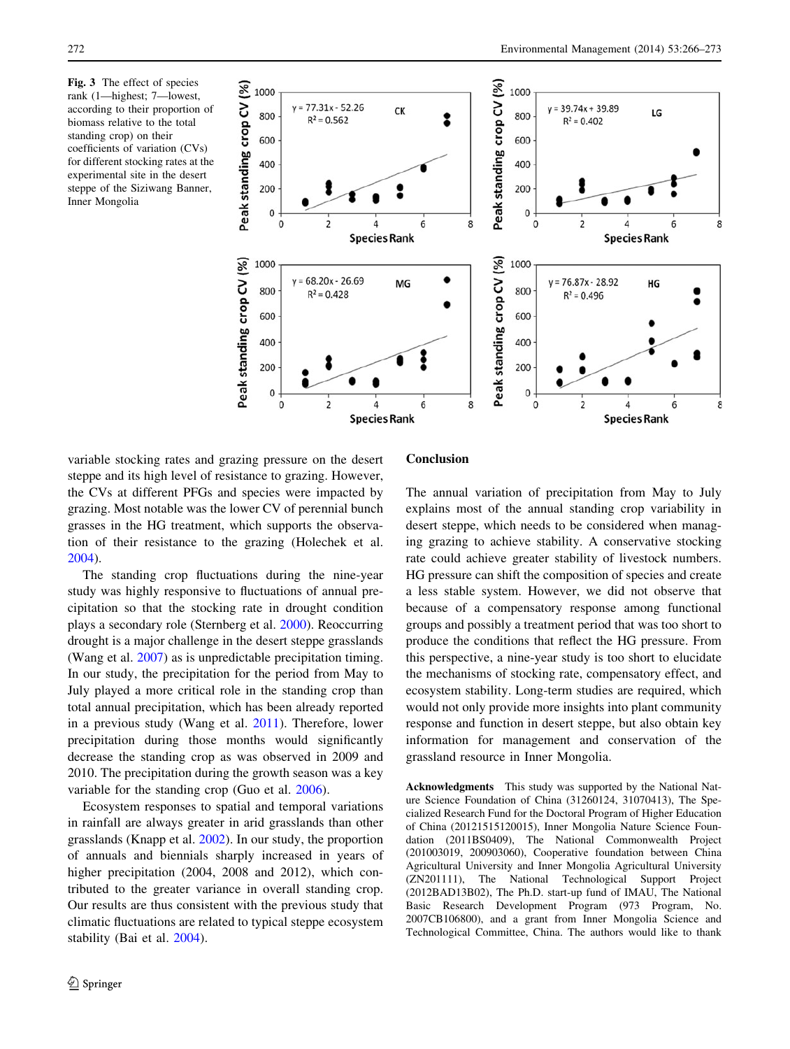**Fig. 3** The effect of species rank (1—highest; 7—lowest, according to their proportion of biomass relative to the total standing crop) on their coefficients of variation (CVs) for different stocking rates at the experimental site in the desert steppe of the Siziwang Banner, Inner Mongolia

variable stocking rates and grazing pressure on the desert steppe and its high level of resistance to grazing. However, the CVs at different PFGs and species were impacted by grazing. Most notable was the lower CV of perennial bunch grasses in the HG treatment, which supports the observation of their resistance to the grazing (Holechek et al. 2004).

The standing crop fluctuations during the nine-year study was highly responsive to fluctuations of annual precipitation so that the stocking rate in drought condition plays a secondary role (Sternberg et al. 2000). Reoccurring drought is a major challenge in the desert steppe grasslands (Wang et al. 2007) as is unpredictable precipitation timing. In our study, the precipitation for the period from May to July played a more critical role in the standing crop than total annual precipitation, which has been already reported in a previous study (Wang et al. 2011). Therefore, lower precipitation during those months would significantly decrease the standing crop as was observed in 2009 and 2010. The precipitation during the growth season was a key variable for the standing crop (Guo et al. 2006).

Ecosystem responses to spatial and temporal variations in rainfall are always greater in arid grasslands than other grasslands (Knapp et al. 2002). In our study, the proportion of annuals and biennials sharply increased in years of higher precipitation (2004, 2008 and 2012), which contributed to the greater variance in overall standing crop. Our results are thus consistent with the previous study that climatic fluctuations are related to typical steppe ecosystem stability (Bai et al. 2004).

## Conclusion

The annual variation of precipitation from May to July explains most of the annual standing crop variability in desert steppe, which needs to be considered when managing grazing to achieve stability. A conservative stocking rate could achieve greater stability of livestock numbers. HG pressure can shift the composition of species and create a less stable system. However, we did not observe that because of a compensatory response among functional groups and possibly a treatment period that was too short to produce the conditions that reflect the HG pressure. From this perspective, a nine-year study is too short to elucidate the mechanisms of stocking rate, compensatory effect, and ecosystem stability. Long-term studies are required, which would not only provide more insights into plant community response and function in desert steppe, but also obtain key information for management and conservation of the grassland resource in Inner Mongolia.

**Acknowledgments** This study was supported by the National Nature Science Foundation of China (31260124, 31070413), The Specialized Research Fund for the Doctoral Program of Higher Education of China (20121515120015), Inner Mongolia Nature Science Foundation (2011BS0409), The National Commonwealth Project (201003019, 200903060), Cooperative foundation between China Agricultural University and Inner Mongolia Agricultural University (ZN201111), The National Technological Support Project (2012BAD13B02), The Ph.D. start-up fund of IMAU, The National Basic Research Development Program (973 Program, No. 2007CB106800), and a grant from Inner Mongolia Science and Technological Committee, China. The authors would like to thank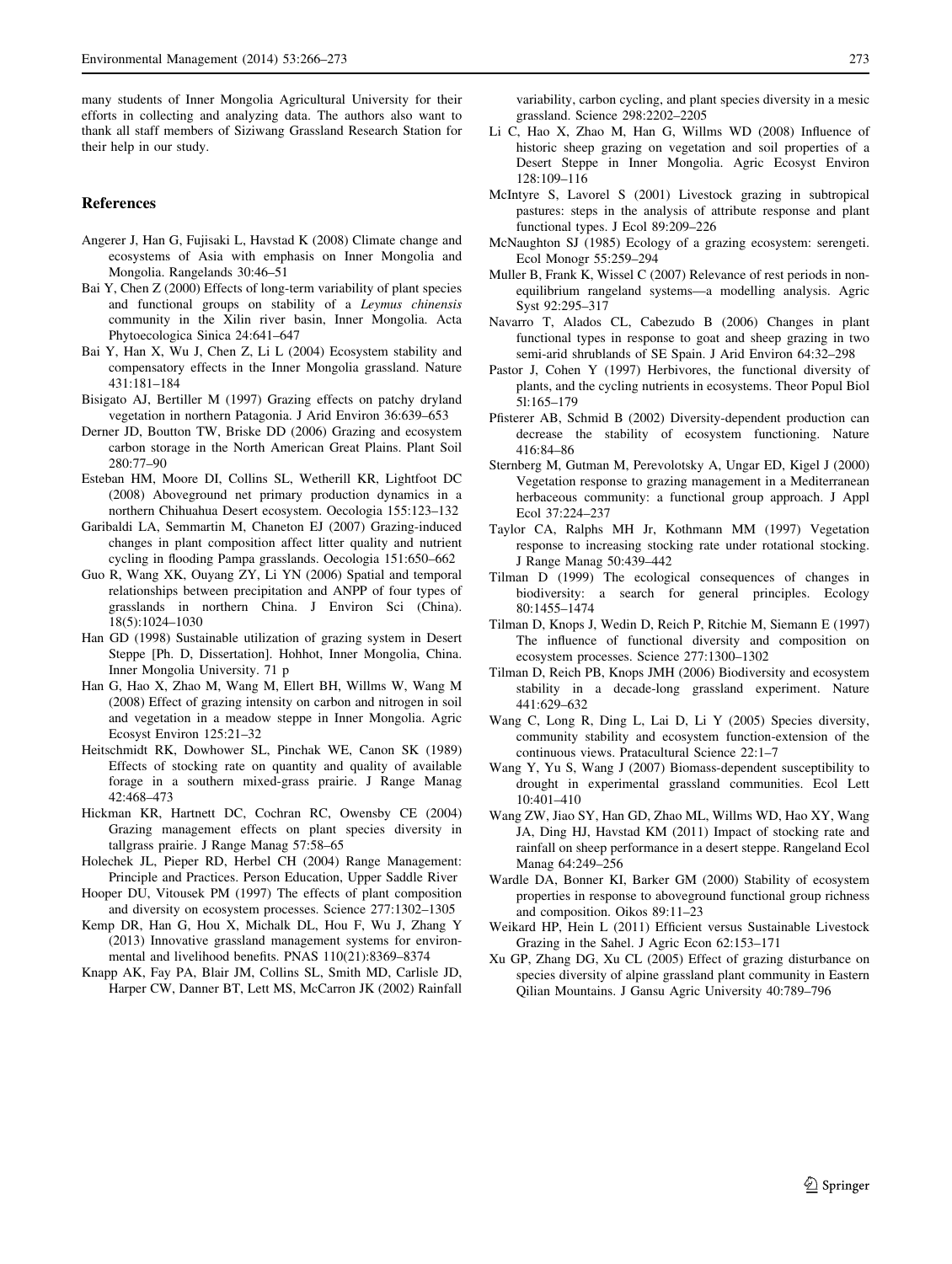many students of Inner Mongolia Agricultural University for their efforts in collecting and analyzing data. The authors also want to thank all staff members of Siziwang Grassland Research Station for their help in our study.

## References

Angerer J, Han G, Fujisaki L, Havstad K (2008) Climate change and ecosystems of Asia with emphasis on Inner Mongolia and Mongolia. Rangelands 30:46–51

Bai Y, Chen Z (2000) Effects of long-term variability of plant species and functional groups on stability of a *Leymus chinensis* community in the Xilin river basin, Inner Mongolia. Acta Phytoecologica Sinica 24:641–647

Bai Y, Han X, Wu J, Chen Z, Li L (2004) Ecosystem stability and compensatory effects in the Inner Mongolia grassland. Nature 431:181–184

Bisigato AJ, Bertiller M (1997) Grazing effects on patchy dryland vegetation in northern Patagonia. J Arid Environ 36:639–653

Derner JD, Boutton TW, Briske DD (2006) Grazing and ecosystem carbon storage in the North American Great Plains. Plant Soil 280:77–90

Esteban HM, Moore DI, Collins SL, Wetherill KR, Lightfoot DC (2008) Aboveground net primary production dynamics in a northern Chihuahua Desert ecosystem. Oecologia 155:123–132

Garibaldi LA, Semmartin M, Chaneton EJ (2007) Grazing-induced changes in plant composition affect litter quality and nutrient cycling in flooding Pampa grasslands. Oecologia 151:650–662

Guo R, Wang XK, Ouyang ZY, Li YN (2006) Spatial and temporal relationships between precipitation and ANPP of four types of grasslands in northern China. J Environ Sci (China). 18(5):1024–1030

Han GD (1998) Sustainable utilization of grazing system in Desert Steppe [Ph. D, Dissertation]. Hohhot, Inner Mongolia, China. Inner Mongolia University. 71 p

Han G, Hao X, Zhao M, Wang M, Ellert BH, Willms W, Wang M (2008) Effect of grazing intensity on carbon and nitrogen in soil and vegetation in a meadow steppe in Inner Mongolia. Agric Ecosyst Environ 125:21–32

Heitschmidt RK, Dowhower SL, Pinchak WE, Canon SK (1989) Effects of stocking rate on quantity and quality of available forage in a southern mixed-grass prairie. J Range Manag 42:468–473

Hickman KR, Hartnett DC, Cochran RC, Owensby CE (2004) Grazing management effects on plant species diversity in tallgrass prairie. J Range Manag 57:58–65

Holechek JL, Pieper RD, Herbel CH (2004) Range Management: Principle and Practices. Person Education, Upper Saddle River

Hooper DU, Vitousek PM (1997) The effects of plant composition and diversity on ecosystem processes. Science 277:1302–1305

Kemp DR, Han G, Hou X, Michalk DL, Hou F, Wu J, Zhang Y (2013) Innovative grassland management systems for environmental and livelihood benefits. PNAS 110(21):8369–8374

Knapp AK, Fay PA, Blair JM, Collins SL, Smith MD, Carlisle JD, Harper CW, Danner BT, Lett MS, McCarron JK (2002) Rainfall variability, carbon cycling, and plant species diversity in a mesic grassland. Science 298:2202–2205

Li C, Hao X, Zhao M, Han G, Willms WD (2008) Influence of historic sheep grazing on vegetation and soil properties of a Desert Steppe in Inner Mongolia. Agric Ecosyst Environ 128:109–116

McIntyre S, Lavorel S (2001) Livestock grazing in subtropical pastures: steps in the analysis of attribute response and plant functional types. J Ecol 89:209–226

McNaughton SJ (1985) Ecology of a grazing ecosystem: serengeti. Ecol Monogr 55:259–294

Muller B, Frank K, Wissel C (2007) Relevance of rest periods in non-equilibrium rangeland systems—a modelling analysis. Agric Syst 92:295–317

Navarro T, Alados CL, Cabezudo B (2006) Changes in plant functional types in response to goat and sheep grazing in two semi-arid shrublands of SE Spain. J Arid Environ 64:32–298

Pastor J, Cohen Y (1997) Herbivores, the functional diversity of plants, and the cycling nutrients in ecosystems. Theor Popul Biol 5l:165–179

Pfisterer AB, Schmid B (2002) Diversity-dependent production can decrease the stability of ecosystem functioning. Nature 416:84–86

Sternberg M, Gutman M, Perevolotsky A, Ungar ED, Kigel J (2000) Vegetation response to grazing management in a Mediterranean herbaceous community: a functional group approach. J Appl Ecol 37:224–237

Taylor CA, Ralphs MH Jr, Kothmann MM (1997) Vegetation response to increasing stocking rate under rotational stocking. J Range Manag 50:439–442

Tilman D (1999) The ecological consequences of changes in biodiversity: a search for general principles. Ecology 80:1455–1474

Tilman D, Knops J, Wedin D, Reich P, Ritchie M, Siemann E (1997) The influence of functional diversity and composition on ecosystem processes. Science 277:1300–1302

Tilman D, Reich PB, Knops JMH (2006) Biodiversity and ecosystem stability in a decade-long grassland experiment. Nature 441:629–632

Wang C, Long R, Ding L, Lai D, Li Y (2005) Species diversity, community stability and ecosystem function-extension of the continuous views. Pratacultural Science 22:1–7

Wang Y, Yu S, Wang J (2007) Biomass-dependent susceptibility to drought in experimental grassland communities. Ecol Lett 10:401–410

Wang ZW, Jiao SY, Han GD, Zhao ML, Willms WD, Hao XY, Wang JA, Ding HJ, Havstad KM (2011) Impact of stocking rate and rainfall on sheep performance in a desert steppe. Rangeland Ecol Manag 64:249–256

Wardle DA, Bonner KI, Barker GM (2000) Stability of ecosystem properties in response to aboveground functional group richness and composition. Oikos 89:11–23

Weikard HP, Hein L (2011) Efficient versus Sustainable Livestock Grazing in the Sahel. J Agric Econ 62:153–171

Xu GP, Zhang DG, Xu CL (2005) Effect of grazing disturbance on species diversity of alpine grassland plant community in Eastern Qilian Mountains. J Gansu Agric University 40:789–796